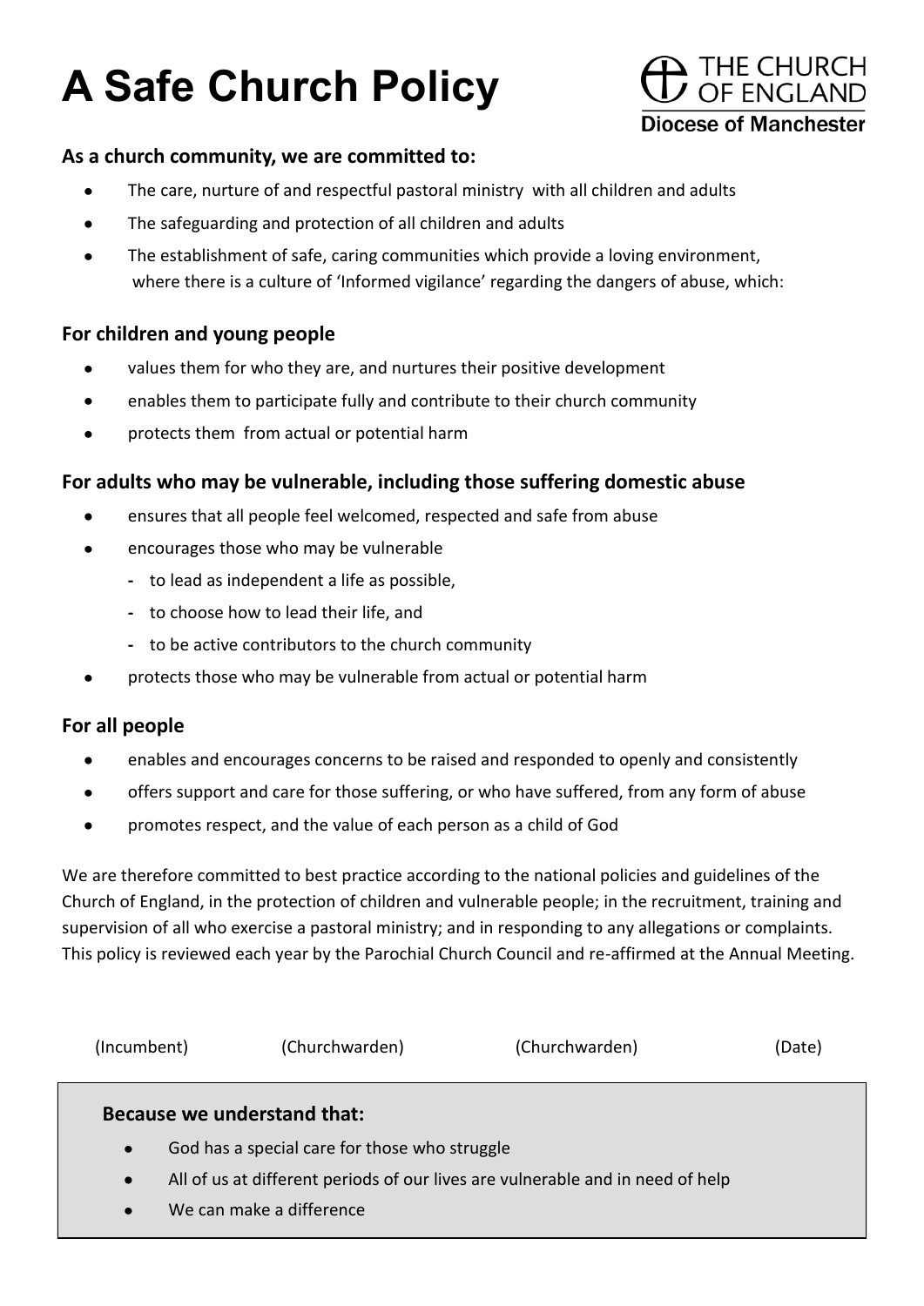# A Safe Church Policy

THE CHURCH OF ENGLAND
Diocese of Manchester

**As a church community, we are committed to:**

- The care, nurture of and respectful pastoral ministry with all children and adults
- The safeguarding and protection of all children and adults
- The establishment of safe, caring communities which provide a loving environment, where there is a culture of 'Informed vigilance' regarding the dangers of abuse, which:

### For children and young people

- values them for who they are, and nurtures their positive development
- enables them to participate fully and contribute to their church community
- protects them from actual or potential harm

### For adults who may be vulnerable, including those suffering domestic abuse

- ensures that all people feel welcomed, respected and safe from abuse
- encourages those who may be vulnerable
  - to lead as independent a life as possible,
  - to choose how to lead their life, and
  - to be active contributors to the church community
- protects those who may be vulnerable from actual or potential harm

### For all people

- enables and encourages concerns to be raised and responded to openly and consistently
- offers support and care for those suffering, or who have suffered, from any form of abuse
- promotes respect, and the value of each person as a child of God

We are therefore committed to best practice according to the national policies and guidelines of the Church of England, in the protection of children and vulnerable people; in the recruitment, training and supervision of all who exercise a pastoral ministry; and in responding to any allegations or complaints. This policy is reviewed each year by the Parochial Church Council and re-affirmed at the Annual Meeting.

(Incumbent) (Churchwarden) (Churchwarden) (Date)

**Because we understand that:**

- God has a special care for those who struggle
- All of us at different periods of our lives are vulnerable and in need of help
- We can make a difference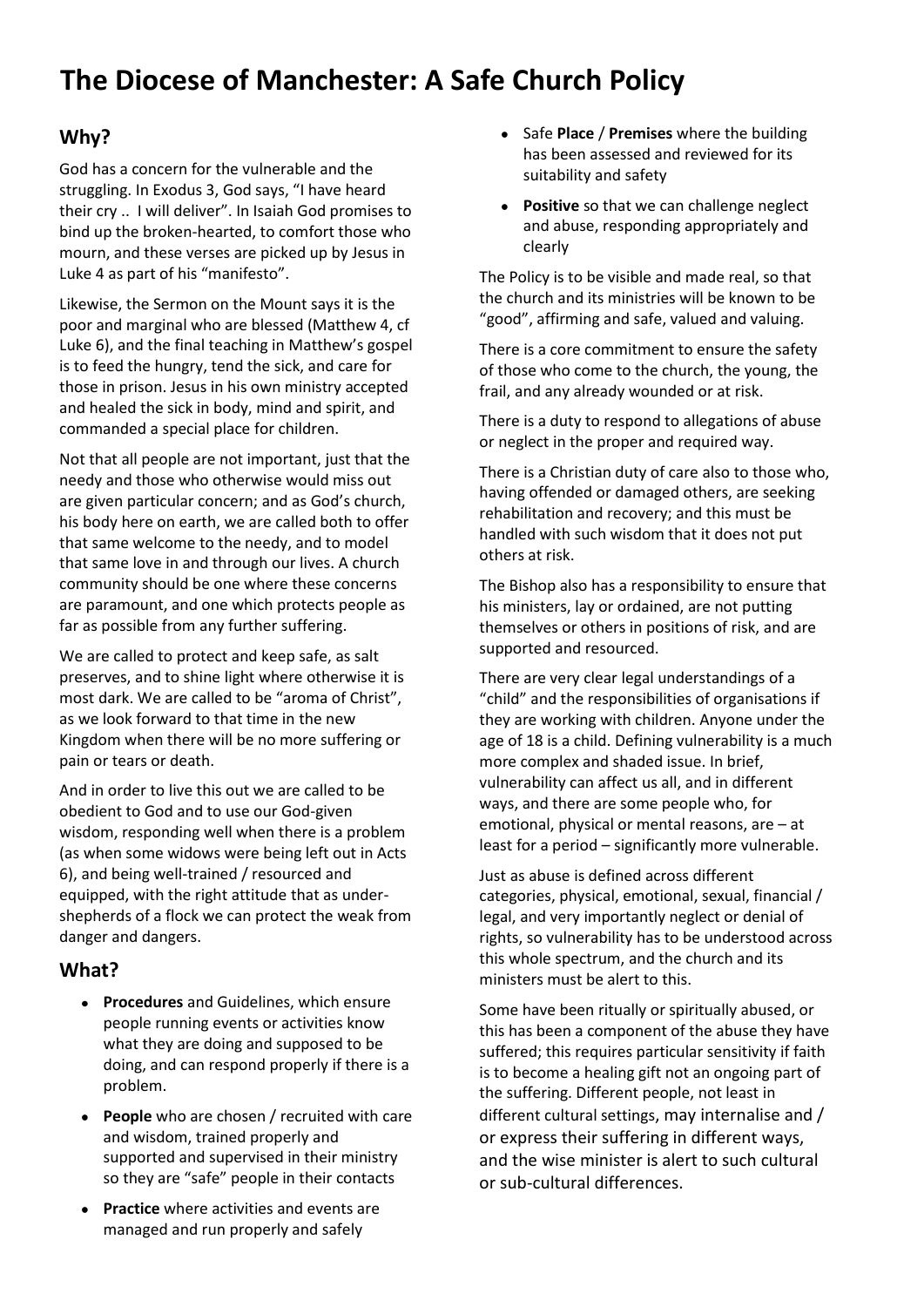# The Diocese of Manchester: A Safe Church Policy

## Why?

God has a concern for the vulnerable and the struggling. In Exodus 3, God says, "I have heard their cry .. I will deliver". In Isaiah God promises to bind up the broken-hearted, to comfort those who mourn, and these verses are picked up by Jesus in Luke 4 as part of his "manifesto".

Likewise, the Sermon on the Mount says it is the poor and marginal who are blessed (Matthew 4, cf Luke 6), and the final teaching in Matthew's gospel is to feed the hungry, tend the sick, and care for those in prison. Jesus in his own ministry accepted and healed the sick in body, mind and spirit, and commanded a special place for children.

Not that all people are not important, just that the needy and those who otherwise would miss out are given particular concern; and as God's church, his body here on earth, we are called both to offer that same welcome to the needy, and to model that same love in and through our lives. A church community should be one where these concerns are paramount, and one which protects people as far as possible from any further suffering.

We are called to protect and keep safe, as salt preserves, and to shine light where otherwise it is most dark. We are called to be "aroma of Christ", as we look forward to that time in the new Kingdom when there will be no more suffering or pain or tears or death.

And in order to live this out we are called to be obedient to God and to use our God-given wisdom, responding well when there is a problem (as when some widows were being left out in Acts 6), and being well-trained / resourced and equipped, with the right attitude that as under-shepherds of a flock we can protect the weak from danger and dangers.

## What?

- **Procedures** and Guidelines, which ensure people running events or activities know what they are doing and supposed to be doing, and can respond properly if there is a problem.
- **People** who are chosen / recruited with care and wisdom, trained properly and supported and supervised in their ministry so they are "safe" people in their contacts
- **Practice** where activities and events are managed and run properly and safely
- Safe **Place** / **Premises** where the building has been assessed and reviewed for its suitability and safety
- **Positive** so that we can challenge neglect and abuse, responding appropriately and clearly

The Policy is to be visible and made real, so that the church and its ministries will be known to be "good", affirming and safe, valued and valuing.

There is a core commitment to ensure the safety of those who come to the church, the young, the frail, and any already wounded or at risk.

There is a duty to respond to allegations of abuse or neglect in the proper and required way.

There is a Christian duty of care also to those who, having offended or damaged others, are seeking rehabilitation and recovery; and this must be handled with such wisdom that it does not put others at risk.

The Bishop also has a responsibility to ensure that his ministers, lay or ordained, are not putting themselves or others in positions of risk, and are supported and resourced.

There are very clear legal understandings of a "child" and the responsibilities of organisations if they are working with children. Anyone under the age of 18 is a child. Defining vulnerability is a much more complex and shaded issue. In brief, vulnerability can affect us all, and in different ways, and there are some people who, for emotional, physical or mental reasons, are – at least for a period – significantly more vulnerable.

Just as abuse is defined across different categories, physical, emotional, sexual, financial / legal, and very importantly neglect or denial of rights, so vulnerability has to be understood across this whole spectrum, and the church and its ministers must be alert to this.

Some have been ritually or spiritually abused, or this has been a component of the abuse they have suffered; this requires particular sensitivity if faith is to become a healing gift not an ongoing part of the suffering. Different people, not least in different cultural settings, may internalise and / or express their suffering in different ways, and the wise minister is alert to such cultural or sub-cultural differences.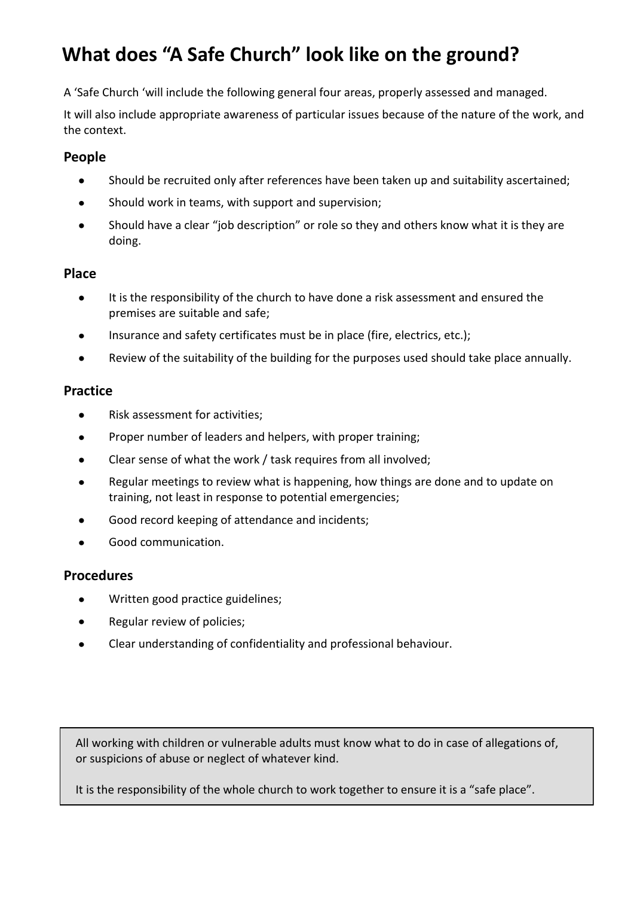# What does "A Safe Church" look like on the ground?

A 'Safe Church 'will include the following general four areas, properly assessed and managed.

It will also include appropriate awareness of particular issues because of the nature of the work, and the context.

### People

- Should be recruited only after references have been taken up and suitability ascertained;
- Should work in teams, with support and supervision;
- Should have a clear "job description" or role so they and others know what it is they are doing.

### Place

- It is the responsibility of the church to have done a risk assessment and ensured the premises are suitable and safe;
- Insurance and safety certificates must be in place (fire, electrics, etc.);
- Review of the suitability of the building for the purposes used should take place annually.

### Practice

- Risk assessment for activities;
- Proper number of leaders and helpers, with proper training;
- Clear sense of what the work / task requires from all involved;
- Regular meetings to review what is happening, how things are done and to update on training, not least in response to potential emergencies;
- Good record keeping of attendance and incidents;
- Good communication.

### Procedures

- Written good practice guidelines;
- Regular review of policies;
- Clear understanding of confidentiality and professional behaviour.

All working with children or vulnerable adults must know what to do in case of allegations of, or suspicions of abuse or neglect of whatever kind.

It is the responsibility of the whole church to work together to ensure it is a "safe place".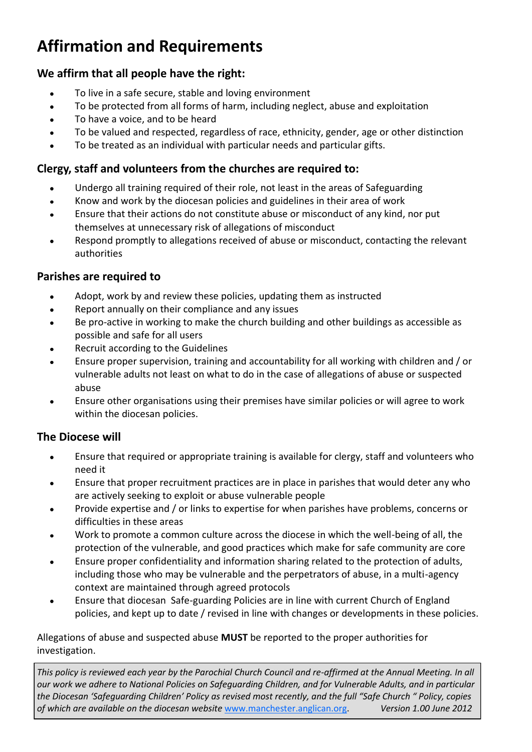# Affirmation and Requirements

### We affirm that all people have the right:

- To live in a safe secure, stable and loving environment
- To be protected from all forms of harm, including neglect, abuse and exploitation
- To have a voice, and to be heard
- To be valued and respected, regardless of race, ethnicity, gender, age or other distinction
- To be treated as an individual with particular needs and particular gifts.

### Clergy, staff and volunteers from the churches are required to:

- Undergo all training required of their role, not least in the areas of Safeguarding
- Know and work by the diocesan policies and guidelines in their area of work
- Ensure that their actions do not constitute abuse or misconduct of any kind, nor put themselves at unnecessary risk of allegations of misconduct
- Respond promptly to allegations received of abuse or misconduct, contacting the relevant authorities

### Parishes are required to

- Adopt, work by and review these policies, updating them as instructed
- Report annually on their compliance and any issues
- Be pro-active in working to make the church building and other buildings as accessible as possible and safe for all users
- Recruit according to the Guidelines
- Ensure proper supervision, training and accountability for all working with children and / or vulnerable adults not least on what to do in the case of allegations of abuse or suspected abuse
- Ensure other organisations using their premises have similar policies or will agree to work within the diocesan policies.

### The Diocese will

- Ensure that required or appropriate training is available for clergy, staff and volunteers who need it
- Ensure that proper recruitment practices are in place in parishes that would deter any who are actively seeking to exploit or abuse vulnerable people
- Provide expertise and / or links to expertise for when parishes have problems, concerns or difficulties in these areas
- Work to promote a common culture across the diocese in which the well-being of all, the protection of the vulnerable, and good practices which make for safe community are core
- Ensure proper confidentiality and information sharing related to the protection of adults, including those who may be vulnerable and the perpetrators of abuse, in a multi-agency context are maintained through agreed protocols
- Ensure that diocesan Safe-guarding Policies are in line with current Church of England policies, and kept up to date / revised in line with changes or developments in these policies.

Allegations of abuse and suspected abuse **MUST** be reported to the proper authorities for investigation.

*This policy is reviewed each year by the Parochial Church Council and re-affirmed at the Annual Meeting. In all our work we adhere to National Policies on Safeguarding Children, and for Vulnerable Adults, and in particular the Diocesan 'Safeguarding Children' Policy as revised most recently, and the full "Safe Church " Policy, copies of which are available on the diocesan website [www.manchester.anglican.org](http://www.manchester.anglican.org). Version 1.00 June 2012*